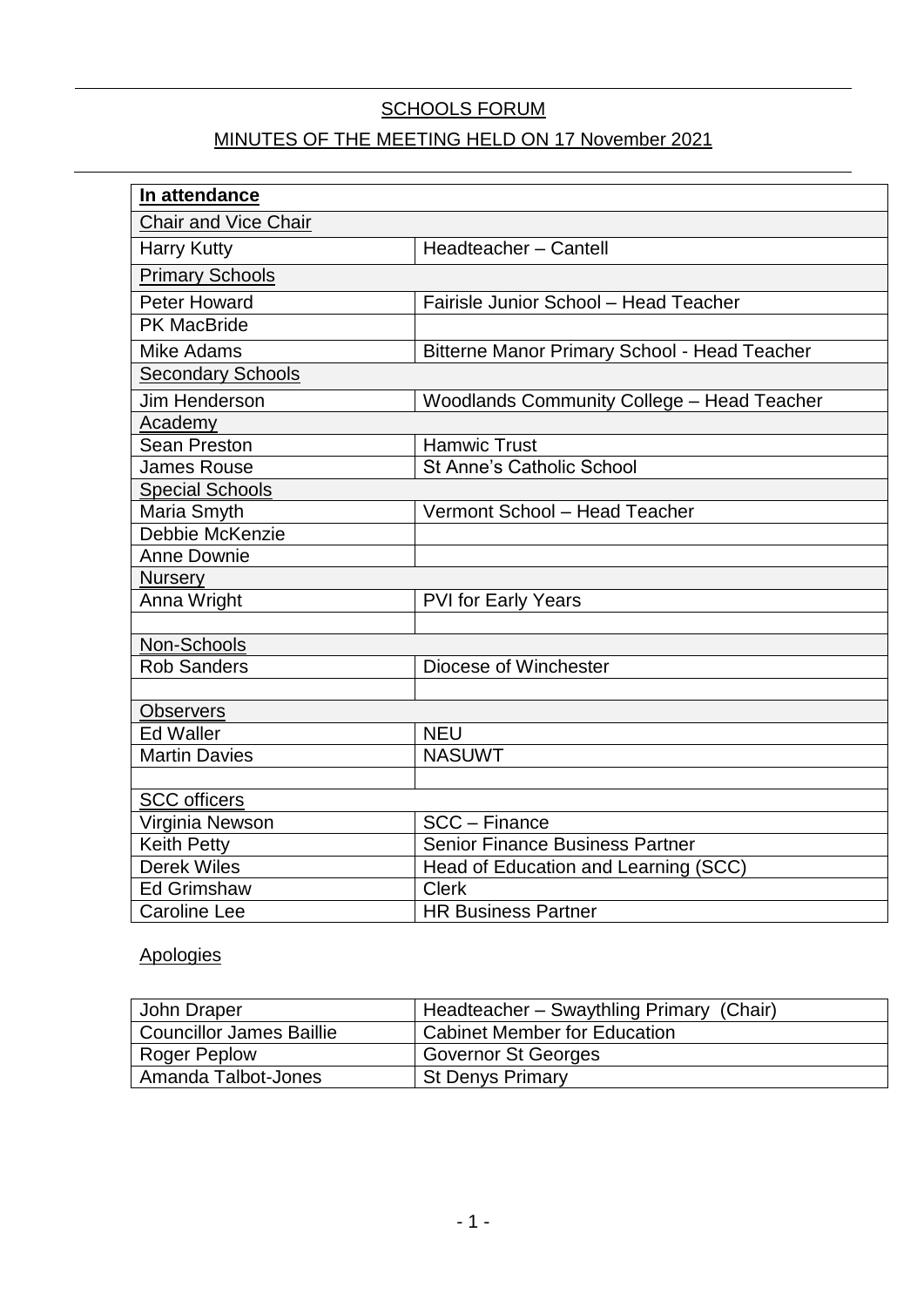## SCHOOLS FORUM

## MINUTES OF THE MEETING HELD ON 17 November 2021

| **In attendance** | |
|---|---|
| Chair and Vice Chair | |
| Harry Kutty | Headteacher – Cantell |
| Primary Schools | |
| Peter Howard | Fairisle Junior School – Head Teacher |
| PK MacBride | |
| Mike Adams | Bitterne Manor Primary School - Head Teacher |
| Secondary Schools | |
| Jim Henderson | Woodlands Community College – Head Teacher |
| Academy | |
| Sean Preston | Hamwic Trust |
| James Rouse | St Anne's Catholic School |
| Special Schools | |
| Maria Smyth | Vermont School – Head Teacher |
| Debbie McKenzie | |
| Anne Downie | |
| Nursery | |
| Anna Wright | PVI for Early Years |
| | |
| Non-Schools | |
| Rob Sanders | Diocese of Winchester |
| | |
| Observers | |
| Ed Waller | NEU |
| Martin Davies | NASUWT |
| | |
| SCC officers | |
| Virginia Newson | SCC – Finance |
| Keith Petty | Senior Finance Business Partner |
| Derek Wiles | Head of Education and Learning (SCC) |
| Ed Grimshaw | Clerk |
| Caroline Lee | HR Business Partner |

Apologies

| | |
|---|---|
| John Draper | Headteacher – Swaythling Primary (Chair) |
| Councillor James Baillie | Cabinet Member for Education |
| Roger Peplow | Governor St Georges |
| Amanda Talbot-Jones | St Denys Primary |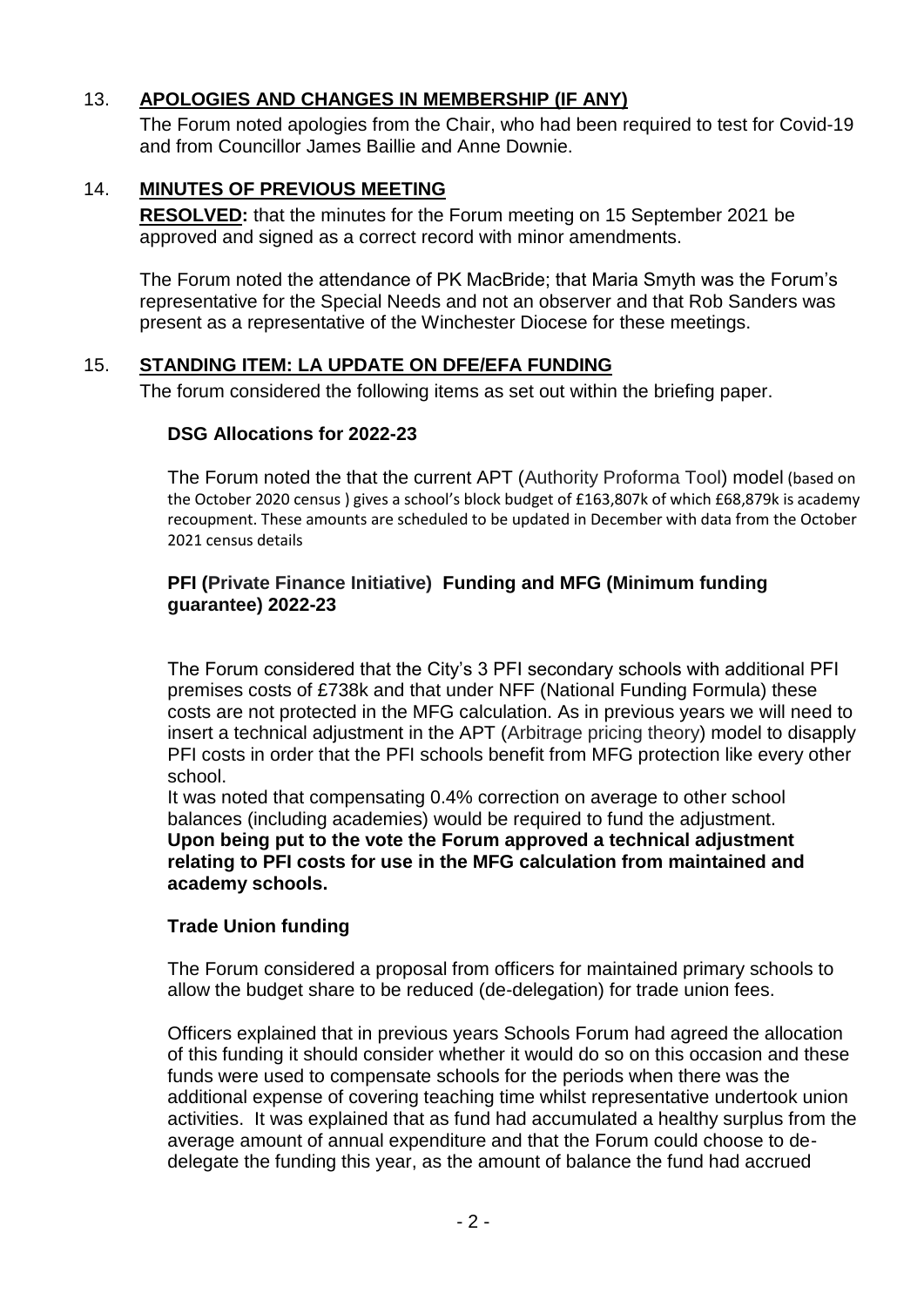## 13. APOLOGIES AND CHANGES IN MEMBERSHIP (IF ANY)

The Forum noted apologies from the Chair, who had been required to test for Covid-19 and from Councillor James Baillie and Anne Downie.

## 14. MINUTES OF PREVIOUS MEETING

**RESOLVED:** that the minutes for the Forum meeting on 15 September 2021 be approved and signed as a correct record with minor amendments.

The Forum noted the attendance of PK MacBride; that Maria Smyth was the Forum's representative for the Special Needs and not an observer and that Rob Sanders was present as a representative of the Winchester Diocese for these meetings.

## 15. STANDING ITEM: LA UPDATE ON DFE/EFA FUNDING

The forum considered the following items as set out within the briefing paper.

### DSG Allocations for 2022-23

The Forum noted the that the current APT (Authority Proforma Tool) model (based on the October 2020 census ) gives a school's block budget of £163,807k of which £68,879k is academy recoupment. These amounts are scheduled to be updated in December with data from the October 2021 census details

### PFI (Private Finance Initiative) Funding and MFG (Minimum funding guarantee) 2022-23

The Forum considered that the City's 3 PFI secondary schools with additional PFI premises costs of £738k and that under NFF (National Funding Formula) these costs are not protected in the MFG calculation. As in previous years we will need to insert a technical adjustment in the APT (Arbitrage pricing theory) model to disapply PFI costs in order that the PFI schools benefit from MFG protection like every other school.

It was noted that compensating 0.4% correction on average to other school balances (including academies) would be required to fund the adjustment.

**Upon being put to the vote the Forum approved a technical adjustment relating to PFI costs for use in the MFG calculation from maintained and academy schools.**

### Trade Union funding

The Forum considered a proposal from officers for maintained primary schools to allow the budget share to be reduced (de-delegation) for trade union fees.

Officers explained that in previous years Schools Forum had agreed the allocation of this funding it should consider whether it would do so on this occasion and these funds were used to compensate schools for the periods when there was the additional expense of covering teaching time whilst representative undertook union activities. It was explained that as fund had accumulated a healthy surplus from the average amount of annual expenditure and that the Forum could choose to de-delegate the funding this year, as the amount of balance the fund had accrued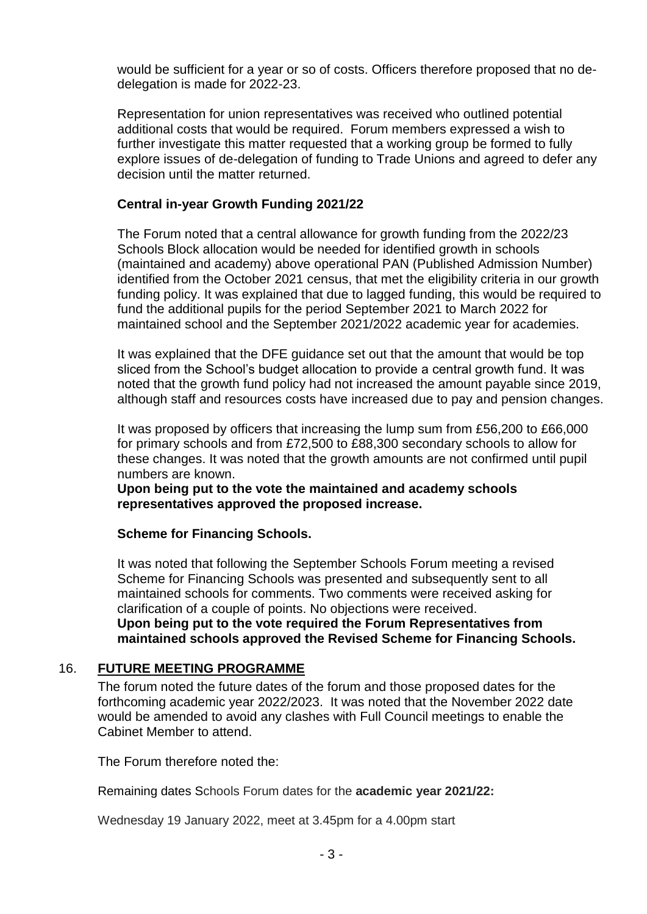would be sufficient for a year or so of costs. Officers therefore proposed that no de-delegation is made for 2022-23.

Representation for union representatives was received who outlined potential additional costs that would be required. Forum members expressed a wish to further investigate this matter requested that a working group be formed to fully explore issues of de-delegation of funding to Trade Unions and agreed to defer any decision until the matter returned.

**Central in-year Growth Funding 2021/22**

The Forum noted that a central allowance for growth funding from the 2022/23 Schools Block allocation would be needed for identified growth in schools (maintained and academy) above operational PAN (Published Admission Number) identified from the October 2021 census, that met the eligibility criteria in our growth funding policy. It was explained that due to lagged funding, this would be required to fund the additional pupils for the period September 2021 to March 2022 for maintained school and the September 2021/2022 academic year for academies.

It was explained that the DFE guidance set out that the amount that would be top sliced from the School's budget allocation to provide a central growth fund. It was noted that the growth fund policy had not increased the amount payable since 2019, although staff and resources costs have increased due to pay and pension changes.

It was proposed by officers that increasing the lump sum from £56,200 to £66,000 for primary schools and from £72,500 to £88,300 secondary schools to allow for these changes. It was noted that the growth amounts are not confirmed until pupil numbers are known.

**Upon being put to the vote the maintained and academy schools representatives approved the proposed increase.**

**Scheme for Financing Schools.**

It was noted that following the September Schools Forum meeting a revised Scheme for Financing Schools was presented and subsequently sent to all maintained schools for comments. Two comments were received asking for clarification of a couple of points. No objections were received.

**Upon being put to the vote required the Forum Representatives from maintained schools approved the Revised Scheme for Financing Schools.**

## 16. FUTURE MEETING PROGRAMME

The forum noted the future dates of the forum and those proposed dates for the forthcoming academic year 2022/2023. It was noted that the November 2022 date would be amended to avoid any clashes with Full Council meetings to enable the Cabinet Member to attend.

The Forum therefore noted the:

Remaining dates Schools Forum dates for the **academic year 2021/22:**

Wednesday 19 January 2022, meet at 3.45pm for a 4.00pm start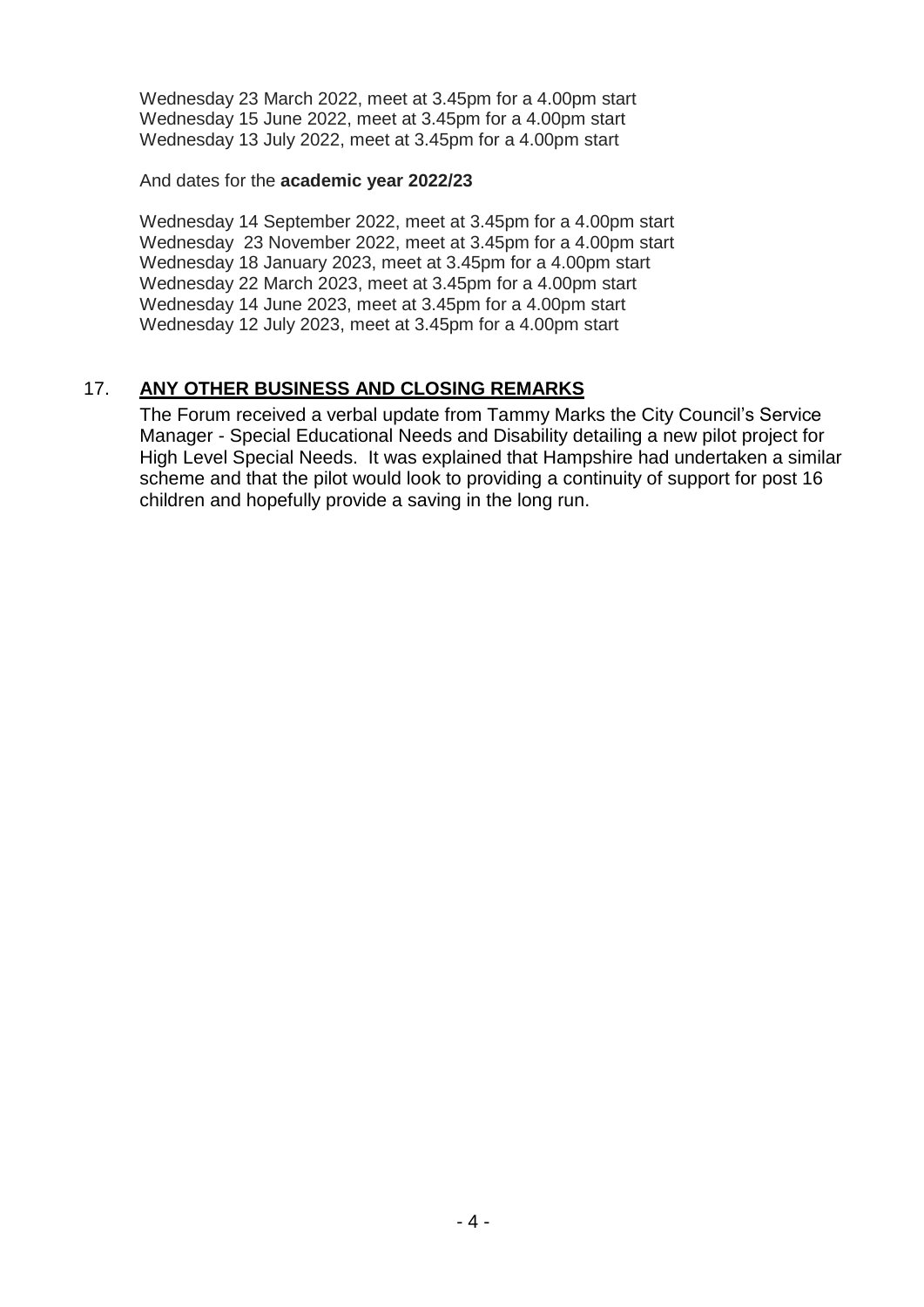Wednesday 23 March 2022, meet at 3.45pm for a 4.00pm start
Wednesday 15 June 2022, meet at 3.45pm for a 4.00pm start
Wednesday 13 July 2022, meet at 3.45pm for a 4.00pm start

And dates for the **academic year 2022/23**

Wednesday 14 September 2022, meet at 3.45pm for a 4.00pm start
Wednesday 23 November 2022, meet at 3.45pm for a 4.00pm start
Wednesday 18 January 2023, meet at 3.45pm for a 4.00pm start
Wednesday 22 March 2023, meet at 3.45pm for a 4.00pm start
Wednesday 14 June 2023, meet at 3.45pm for a 4.00pm start
Wednesday 12 July 2023, meet at 3.45pm for a 4.00pm start

## 17. ANY OTHER BUSINESS AND CLOSING REMARKS

The Forum received a verbal update from Tammy Marks the City Council's Service Manager - Special Educational Needs and Disability detailing a new pilot project for High Level Special Needs. It was explained that Hampshire had undertaken a similar scheme and that the pilot would look to providing a continuity of support for post 16 children and hopefully provide a saving in the long run.